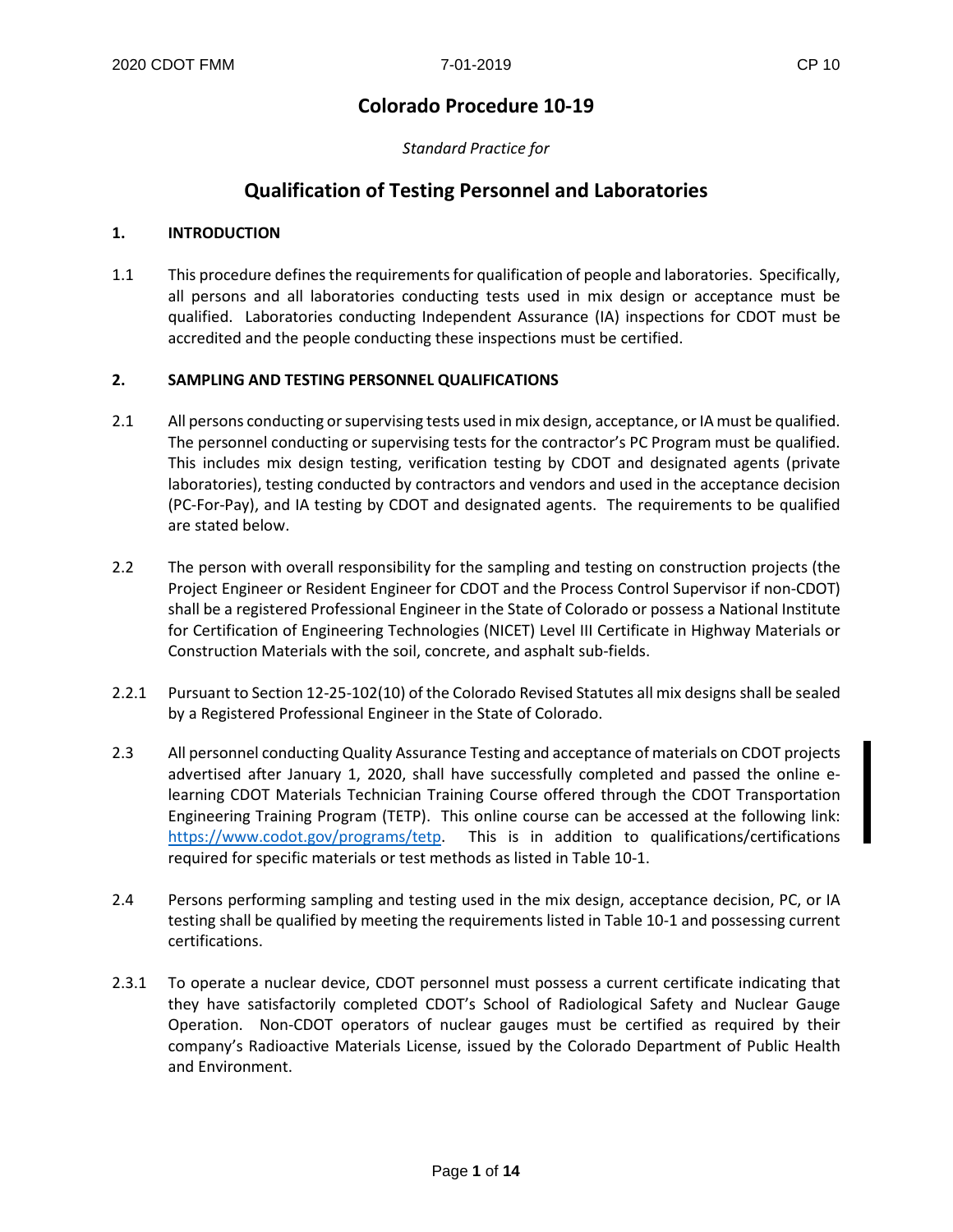# Colorado Procedure 10-19

*Standard Practice for*

## Qualification of Testing Personnel and Laboratories

### 1. INTRODUCTION

1.1 This procedure defines the requirements for qualification of people and laboratories. Specifically, all persons and all laboratories conducting tests used in mix design or acceptance must be qualified. Laboratories conducting Independent Assurance (IA) inspections for CDOT must be accredited and the people conducting these inspections must be certified.

### 2. SAMPLING AND TESTING PERSONNEL QUALIFICATIONS

2.1 All persons conducting or supervising tests used in mix design, acceptance, or IA must be qualified. The personnel conducting or supervising tests for the contractor's PC Program must be qualified. This includes mix design testing, verification testing by CDOT and designated agents (private laboratories), testing conducted by contractors and vendors and used in the acceptance decision (PC-For-Pay), and IA testing by CDOT and designated agents. The requirements to be qualified are stated below.

2.2 The person with overall responsibility for the sampling and testing on construction projects (the Project Engineer or Resident Engineer for CDOT and the Process Control Supervisor if non-CDOT) shall be a registered Professional Engineer in the State of Colorado or possess a National Institute for Certification of Engineering Technologies (NICET) Level III Certificate in Highway Materials or Construction Materials with the soil, concrete, and asphalt sub-fields.

2.2.1 Pursuant to Section 12-25-102(10) of the Colorado Revised Statutes all mix designs shall be sealed by a Registered Professional Engineer in the State of Colorado.

2.3 All personnel conducting Quality Assurance Testing and acceptance of materials on CDOT projects advertised after January 1, 2020, shall have successfully completed and passed the online e-learning CDOT Materials Technician Training Course offered through the CDOT Transportation Engineering Training Program (TETP). This online course can be accessed at the following link: [https://www.codot.gov/programs/tetp](https://www.codot.gov/programs/tetp). This is in addition to qualifications/certifications required for specific materials or test methods as listed in Table 10-1.

2.4 Persons performing sampling and testing used in the mix design, acceptance decision, PC, or IA testing shall be qualified by meeting the requirements listed in Table 10-1 and possessing current certifications.

2.3.1 To operate a nuclear device, CDOT personnel must possess a current certificate indicating that they have satisfactorily completed CDOT's School of Radiological Safety and Nuclear Gauge Operation. Non-CDOT operators of nuclear gauges must be certified as required by their company's Radioactive Materials License, issued by the Colorado Department of Public Health and Environment.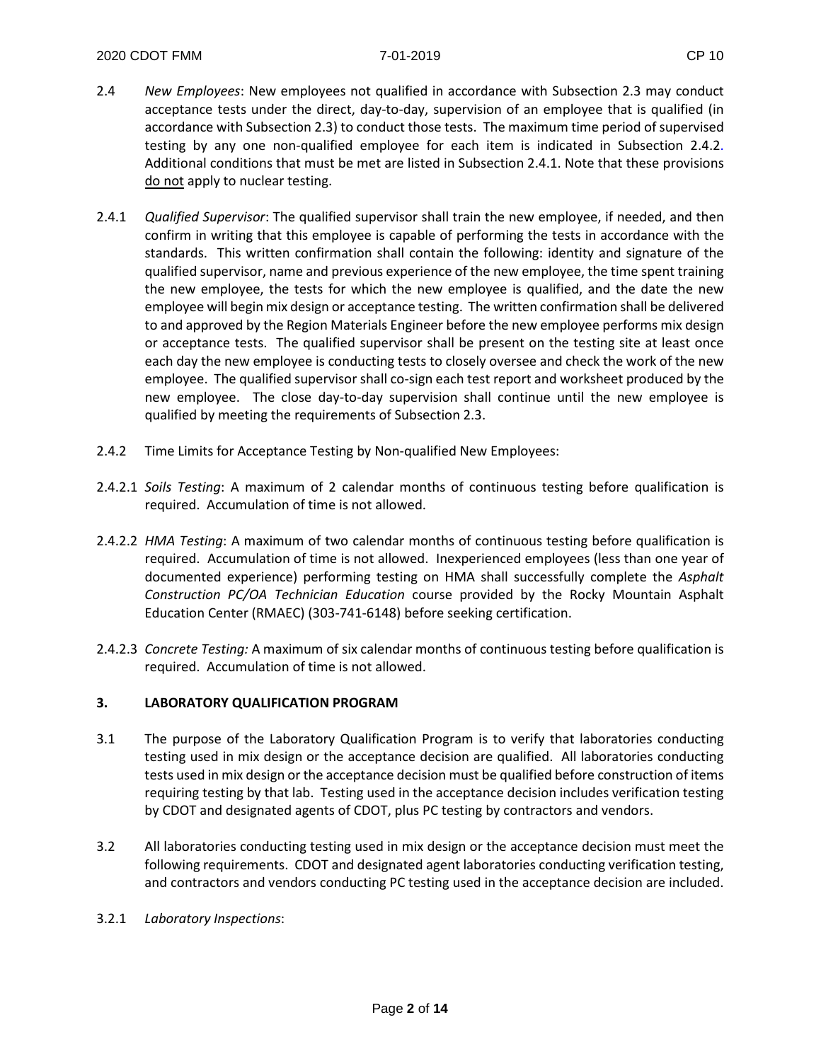2.4 *New Employees*: New employees not qualified in accordance with Subsection 2.3 may conduct acceptance tests under the direct, day-to-day, supervision of an employee that is qualified (in accordance with Subsection 2.3) to conduct those tests. The maximum time period of supervised testing by any one non-qualified employee for each item is indicated in Subsection 2.4.2. Additional conditions that must be met are listed in Subsection 2.4.1. Note that these provisions do not apply to nuclear testing.

2.4.1 *Qualified Supervisor*: The qualified supervisor shall train the new employee, if needed, and then confirm in writing that this employee is capable of performing the tests in accordance with the standards. This written confirmation shall contain the following: identity and signature of the qualified supervisor, name and previous experience of the new employee, the time spent training the new employee, the tests for which the new employee is qualified, and the date the new employee will begin mix design or acceptance testing. The written confirmation shall be delivered to and approved by the Region Materials Engineer before the new employee performs mix design or acceptance tests. The qualified supervisor shall be present on the testing site at least once each day the new employee is conducting tests to closely oversee and check the work of the new employee. The qualified supervisor shall co-sign each test report and worksheet produced by the new employee. The close day-to-day supervision shall continue until the new employee is qualified by meeting the requirements of Subsection 2.3.

2.4.2 Time Limits for Acceptance Testing by Non-qualified New Employees:

2.4.2.1 *Soils Testing*: A maximum of 2 calendar months of continuous testing before qualification is required. Accumulation of time is not allowed.

2.4.2.2 *HMA Testing*: A maximum of two calendar months of continuous testing before qualification is required. Accumulation of time is not allowed. Inexperienced employees (less than one year of documented experience) performing testing on HMA shall successfully complete the *Asphalt Construction PC/OA Technician Education* course provided by the Rocky Mountain Asphalt Education Center (RMAEC) (303-741-6148) before seeking certification.

2.4.2.3 *Concrete Testing:* A maximum of six calendar months of continuous testing before qualification is required. Accumulation of time is not allowed.

## 3. LABORATORY QUALIFICATION PROGRAM

3.1 The purpose of the Laboratory Qualification Program is to verify that laboratories conducting testing used in mix design or the acceptance decision are qualified. All laboratories conducting tests used in mix design or the acceptance decision must be qualified before construction of items requiring testing by that lab. Testing used in the acceptance decision includes verification testing by CDOT and designated agents of CDOT, plus PC testing by contractors and vendors.

3.2 All laboratories conducting testing used in mix design or the acceptance decision must meet the following requirements. CDOT and designated agent laboratories conducting verification testing, and contractors and vendors conducting PC testing used in the acceptance decision are included.

3.2.1 *Laboratory Inspections*: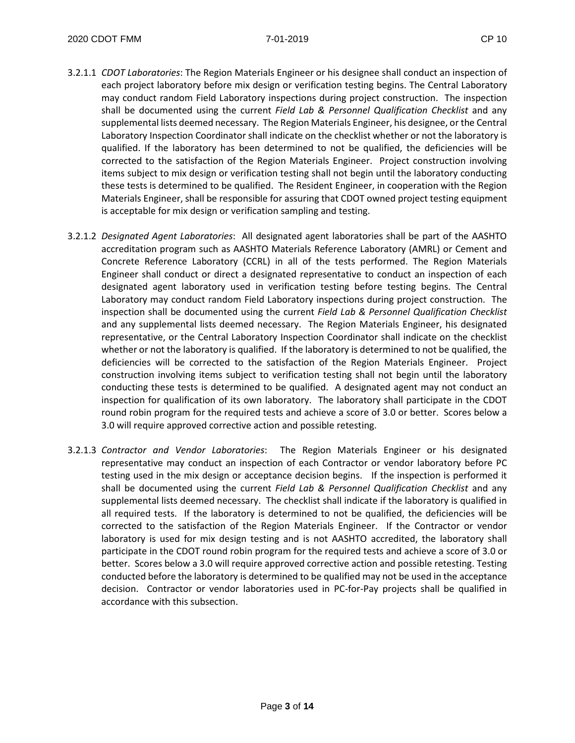3.2.1.1 *CDOT Laboratories*: The Region Materials Engineer or his designee shall conduct an inspection of each project laboratory before mix design or verification testing begins. The Central Laboratory may conduct random Field Laboratory inspections during project construction. The inspection shall be documented using the current *Field Lab & Personnel Qualification Checklist* and any supplemental lists deemed necessary. The Region Materials Engineer, his designee, or the Central Laboratory Inspection Coordinator shall indicate on the checklist whether or not the laboratory is qualified. If the laboratory has been determined to not be qualified, the deficiencies will be corrected to the satisfaction of the Region Materials Engineer. Project construction involving items subject to mix design or verification testing shall not begin until the laboratory conducting these tests is determined to be qualified. The Resident Engineer, in cooperation with the Region Materials Engineer, shall be responsible for assuring that CDOT owned project testing equipment is acceptable for mix design or verification sampling and testing.

3.2.1.2 *Designated Agent Laboratories*: All designated agent laboratories shall be part of the AASHTO accreditation program such as AASHTO Materials Reference Laboratory (AMRL) or Cement and Concrete Reference Laboratory (CCRL) in all of the tests performed. The Region Materials Engineer shall conduct or direct a designated representative to conduct an inspection of each designated agent laboratory used in verification testing before testing begins. The Central Laboratory may conduct random Field Laboratory inspections during project construction. The inspection shall be documented using the current *Field Lab & Personnel Qualification Checklist* and any supplemental lists deemed necessary. The Region Materials Engineer, his designated representative, or the Central Laboratory Inspection Coordinator shall indicate on the checklist whether or not the laboratory is qualified. If the laboratory is determined to not be qualified, the deficiencies will be corrected to the satisfaction of the Region Materials Engineer. Project construction involving items subject to verification testing shall not begin until the laboratory conducting these tests is determined to be qualified. A designated agent may not conduct an inspection for qualification of its own laboratory. The laboratory shall participate in the CDOT round robin program for the required tests and achieve a score of 3.0 or better. Scores below a 3.0 will require approved corrective action and possible retesting.

3.2.1.3 *Contractor and Vendor Laboratories*: The Region Materials Engineer or his designated representative may conduct an inspection of each Contractor or vendor laboratory before PC testing used in the mix design or acceptance decision begins. If the inspection is performed it shall be documented using the current *Field Lab & Personnel Qualification Checklist* and any supplemental lists deemed necessary. The checklist shall indicate if the laboratory is qualified in all required tests. If the laboratory is determined to not be qualified, the deficiencies will be corrected to the satisfaction of the Region Materials Engineer. If the Contractor or vendor laboratory is used for mix design testing and is not AASHTO accredited, the laboratory shall participate in the CDOT round robin program for the required tests and achieve a score of 3.0 or better. Scores below a 3.0 will require approved corrective action and possible retesting. Testing conducted before the laboratory is determined to be qualified may not be used in the acceptance decision. Contractor or vendor laboratories used in PC-for-Pay projects shall be qualified in accordance with this subsection.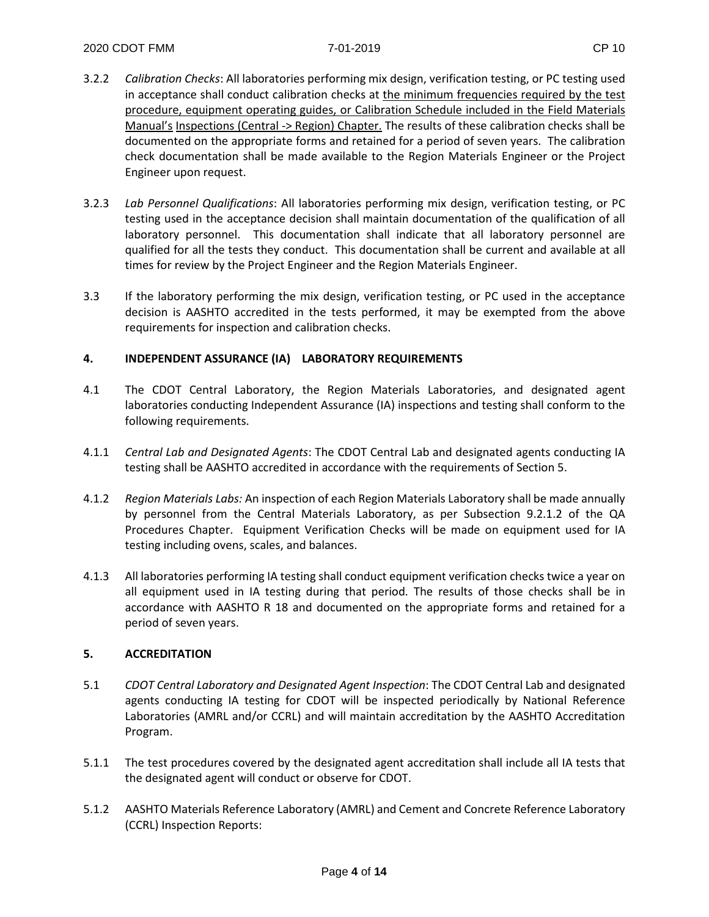3.2.2 *Calibration Checks*: All laboratories performing mix design, verification testing, or PC testing used in acceptance shall conduct calibration checks at the minimum frequencies required by the test procedure, equipment operating guides, or Calibration Schedule included in the Field Materials Manual's Inspections (Central -> Region) Chapter. The results of these calibration checks shall be documented on the appropriate forms and retained for a period of seven years. The calibration check documentation shall be made available to the Region Materials Engineer or the Project Engineer upon request.

3.2.3 *Lab Personnel Qualifications*: All laboratories performing mix design, verification testing, or PC testing used in the acceptance decision shall maintain documentation of the qualification of all laboratory personnel. This documentation shall indicate that all laboratory personnel are qualified for all the tests they conduct. This documentation shall be current and available at all times for review by the Project Engineer and the Region Materials Engineer.

3.3 If the laboratory performing the mix design, verification testing, or PC used in the acceptance decision is AASHTO accredited in the tests performed, it may be exempted from the above requirements for inspection and calibration checks.

## 4. INDEPENDENT ASSURANCE (IA) LABORATORY REQUIREMENTS

4.1 The CDOT Central Laboratory, the Region Materials Laboratories, and designated agent laboratories conducting Independent Assurance (IA) inspections and testing shall conform to the following requirements.

4.1.1 *Central Lab and Designated Agents*: The CDOT Central Lab and designated agents conducting IA testing shall be AASHTO accredited in accordance with the requirements of Section 5.

4.1.2 *Region Materials Labs:* An inspection of each Region Materials Laboratory shall be made annually by personnel from the Central Materials Laboratory, as per Subsection 9.2.1.2 of the QA Procedures Chapter. Equipment Verification Checks will be made on equipment used for IA testing including ovens, scales, and balances.

4.1.3 All laboratories performing IA testing shall conduct equipment verification checks twice a year on all equipment used in IA testing during that period. The results of those checks shall be in accordance with AASHTO R 18 and documented on the appropriate forms and retained for a period of seven years.

## 5. ACCREDITATION

5.1 *CDOT Central Laboratory and Designated Agent Inspection*: The CDOT Central Lab and designated agents conducting IA testing for CDOT will be inspected periodically by National Reference Laboratories (AMRL and/or CCRL) and will maintain accreditation by the AASHTO Accreditation Program.

5.1.1 The test procedures covered by the designated agent accreditation shall include all IA tests that the designated agent will conduct or observe for CDOT.

5.1.2 AASHTO Materials Reference Laboratory (AMRL) and Cement and Concrete Reference Laboratory (CCRL) Inspection Reports: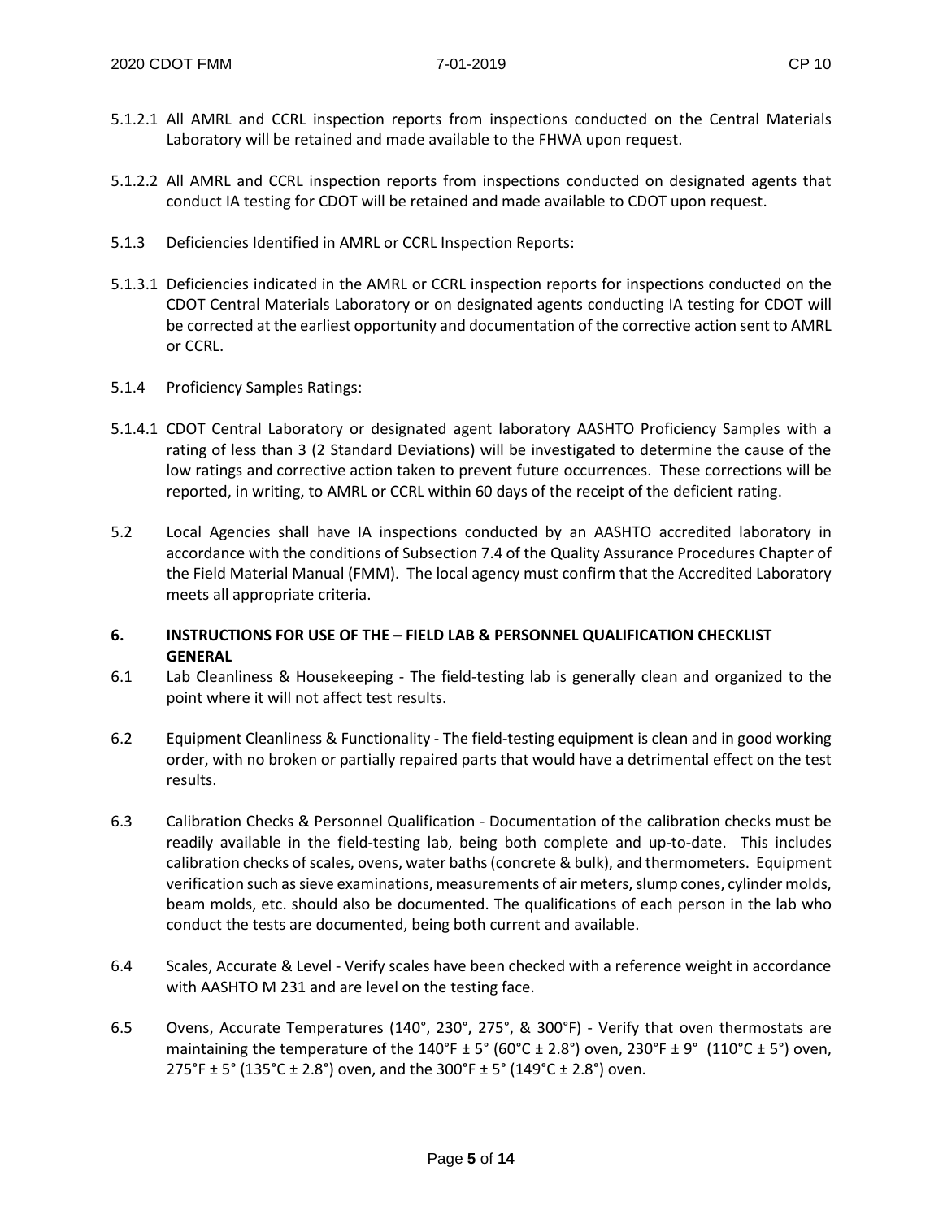5.1.2.1 All AMRL and CCRL inspection reports from inspections conducted on the Central Materials Laboratory will be retained and made available to the FHWA upon request.

5.1.2.2 All AMRL and CCRL inspection reports from inspections conducted on designated agents that conduct IA testing for CDOT will be retained and made available to CDOT upon request.

5.1.3 Deficiencies Identified in AMRL or CCRL Inspection Reports:

5.1.3.1 Deficiencies indicated in the AMRL or CCRL inspection reports for inspections conducted on the CDOT Central Materials Laboratory or on designated agents conducting IA testing for CDOT will be corrected at the earliest opportunity and documentation of the corrective action sent to AMRL or CCRL.

5.1.4 Proficiency Samples Ratings:

5.1.4.1 CDOT Central Laboratory or designated agent laboratory AASHTO Proficiency Samples with a rating of less than 3 (2 Standard Deviations) will be investigated to determine the cause of the low ratings and corrective action taken to prevent future occurrences. These corrections will be reported, in writing, to AMRL or CCRL within 60 days of the receipt of the deficient rating.

5.2 Local Agencies shall have IA inspections conducted by an AASHTO accredited laboratory in accordance with the conditions of Subsection 7.4 of the Quality Assurance Procedures Chapter of the Field Material Manual (FMM). The local agency must confirm that the Accredited Laboratory meets all appropriate criteria.

## 6. INSTRUCTIONS FOR USE OF THE – FIELD LAB & PERSONNEL QUALIFICATION CHECKLIST GENERAL

6.1 Lab Cleanliness & Housekeeping - The field-testing lab is generally clean and organized to the point where it will not affect test results.

6.2 Equipment Cleanliness & Functionality - The field-testing equipment is clean and in good working order, with no broken or partially repaired parts that would have a detrimental effect on the test results.

6.3 Calibration Checks & Personnel Qualification - Documentation of the calibration checks must be readily available in the field-testing lab, being both complete and up-to-date. This includes calibration checks of scales, ovens, water baths (concrete & bulk), and thermometers. Equipment verification such as sieve examinations, measurements of air meters, slump cones, cylinder molds, beam molds, etc. should also be documented. The qualifications of each person in the lab who conduct the tests are documented, being both current and available.

6.4 Scales, Accurate & Level - Verify scales have been checked with a reference weight in accordance with AASHTO M 231 and are level on the testing face.

6.5 Ovens, Accurate Temperatures (140°, 230°, 275°, & 300°F) - Verify that oven thermostats are maintaining the temperature of the 140°F ± 5° (60°C ± 2.8°) oven, 230°F ± 9° (110°C ± 5°) oven, 275°F ± 5° (135°C ± 2.8°) oven, and the 300°F ± 5° (149°C ± 2.8°) oven.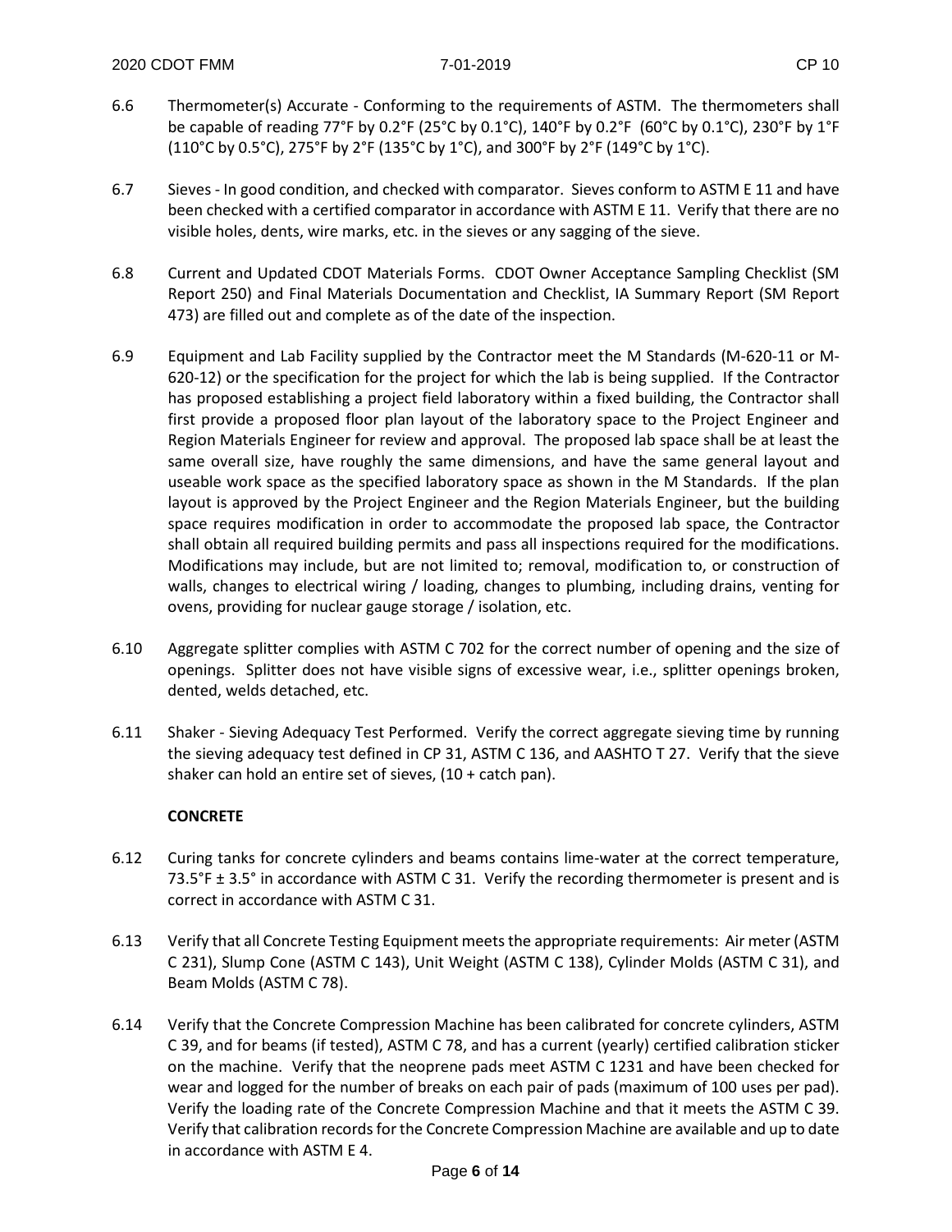6.6 Thermometer(s) Accurate - Conforming to the requirements of ASTM. The thermometers shall be capable of reading 77°F by 0.2°F (25°C by 0.1°C), 140°F by 0.2°F (60°C by 0.1°C), 230°F by 1°F (110°C by 0.5°C), 275°F by 2°F (135°C by 1°C), and 300°F by 2°F (149°C by 1°C).

6.7 Sieves - In good condition, and checked with comparator. Sieves conform to ASTM E 11 and have been checked with a certified comparator in accordance with ASTM E 11. Verify that there are no visible holes, dents, wire marks, etc. in the sieves or any sagging of the sieve.

6.8 Current and Updated CDOT Materials Forms. CDOT Owner Acceptance Sampling Checklist (SM Report 250) and Final Materials Documentation and Checklist, IA Summary Report (SM Report 473) are filled out and complete as of the date of the inspection.

6.9 Equipment and Lab Facility supplied by the Contractor meet the M Standards (M-620-11 or M-620-12) or the specification for the project for which the lab is being supplied. If the Contractor has proposed establishing a project field laboratory within a fixed building, the Contractor shall first provide a proposed floor plan layout of the laboratory space to the Project Engineer and Region Materials Engineer for review and approval. The proposed lab space shall be at least the same overall size, have roughly the same dimensions, and have the same general layout and useable work space as the specified laboratory space as shown in the M Standards. If the plan layout is approved by the Project Engineer and the Region Materials Engineer, but the building space requires modification in order to accommodate the proposed lab space, the Contractor shall obtain all required building permits and pass all inspections required for the modifications. Modifications may include, but are not limited to; removal, modification to, or construction of walls, changes to electrical wiring / loading, changes to plumbing, including drains, venting for ovens, providing for nuclear gauge storage / isolation, etc.

6.10 Aggregate splitter complies with ASTM C 702 for the correct number of opening and the size of openings. Splitter does not have visible signs of excessive wear, i.e., splitter openings broken, dented, welds detached, etc.

6.11 Shaker - Sieving Adequacy Test Performed. Verify the correct aggregate sieving time by running the sieving adequacy test defined in CP 31, ASTM C 136, and AASHTO T 27. Verify that the sieve shaker can hold an entire set of sieves, (10 + catch pan).

**CONCRETE**

6.12 Curing tanks for concrete cylinders and beams contains lime-water at the correct temperature, 73.5°F ± 3.5° in accordance with ASTM C 31. Verify the recording thermometer is present and is correct in accordance with ASTM C 31.

6.13 Verify that all Concrete Testing Equipment meets the appropriate requirements: Air meter (ASTM C 231), Slump Cone (ASTM C 143), Unit Weight (ASTM C 138), Cylinder Molds (ASTM C 31), and Beam Molds (ASTM C 78).

6.14 Verify that the Concrete Compression Machine has been calibrated for concrete cylinders, ASTM C 39, and for beams (if tested), ASTM C 78, and has a current (yearly) certified calibration sticker on the machine. Verify that the neoprene pads meet ASTM C 1231 and have been checked for wear and logged for the number of breaks on each pair of pads (maximum of 100 uses per pad). Verify the loading rate of the Concrete Compression Machine and that it meets the ASTM C 39. Verify that calibration records for the Concrete Compression Machine are available and up to date in accordance with ASTM E 4.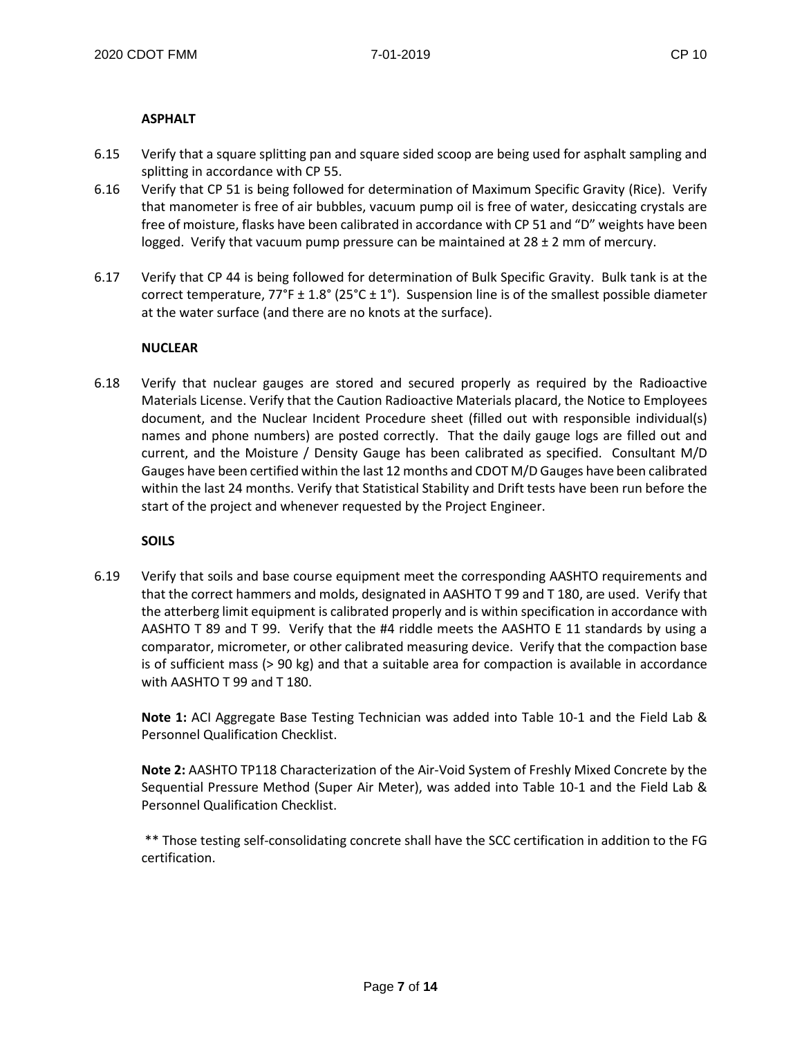**ASPHALT**

6.15 Verify that a square splitting pan and square sided scoop are being used for asphalt sampling and splitting in accordance with CP 55.

6.16 Verify that CP 51 is being followed for determination of Maximum Specific Gravity (Rice). Verify that manometer is free of air bubbles, vacuum pump oil is free of water, desiccating crystals are free of moisture, flasks have been calibrated in accordance with CP 51 and "D" weights have been logged. Verify that vacuum pump pressure can be maintained at 28 ± 2 mm of mercury.

6.17 Verify that CP 44 is being followed for determination of Bulk Specific Gravity. Bulk tank is at the correct temperature, 77°F ± 1.8° (25°C ± 1°). Suspension line is of the smallest possible diameter at the water surface (and there are no knots at the surface).

**NUCLEAR**

6.18 Verify that nuclear gauges are stored and secured properly as required by the Radioactive Materials License. Verify that the Caution Radioactive Materials placard, the Notice to Employees document, and the Nuclear Incident Procedure sheet (filled out with responsible individual(s) names and phone numbers) are posted correctly. That the daily gauge logs are filled out and current, and the Moisture / Density Gauge has been calibrated as specified. Consultant M/D Gauges have been certified within the last 12 months and CDOT M/D Gauges have been calibrated within the last 24 months. Verify that Statistical Stability and Drift tests have been run before the start of the project and whenever requested by the Project Engineer.

**SOILS**

6.19 Verify that soils and base course equipment meet the corresponding AASHTO requirements and that the correct hammers and molds, designated in AASHTO T 99 and T 180, are used. Verify that the atterberg limit equipment is calibrated properly and is within specification in accordance with AASHTO T 89 and T 99. Verify that the #4 riddle meets the AASHTO E 11 standards by using a comparator, micrometer, or other calibrated measuring device. Verify that the compaction base is of sufficient mass (> 90 kg) and that a suitable area for compaction is available in accordance with AASHTO T 99 and T 180.

**Note 1:** ACI Aggregate Base Testing Technician was added into Table 10-1 and the Field Lab & Personnel Qualification Checklist.

**Note 2:** AASHTO TP118 Characterization of the Air-Void System of Freshly Mixed Concrete by the Sequential Pressure Method (Super Air Meter), was added into Table 10-1 and the Field Lab & Personnel Qualification Checklist.

** Those testing self-consolidating concrete shall have the SCC certification in addition to the FG certification.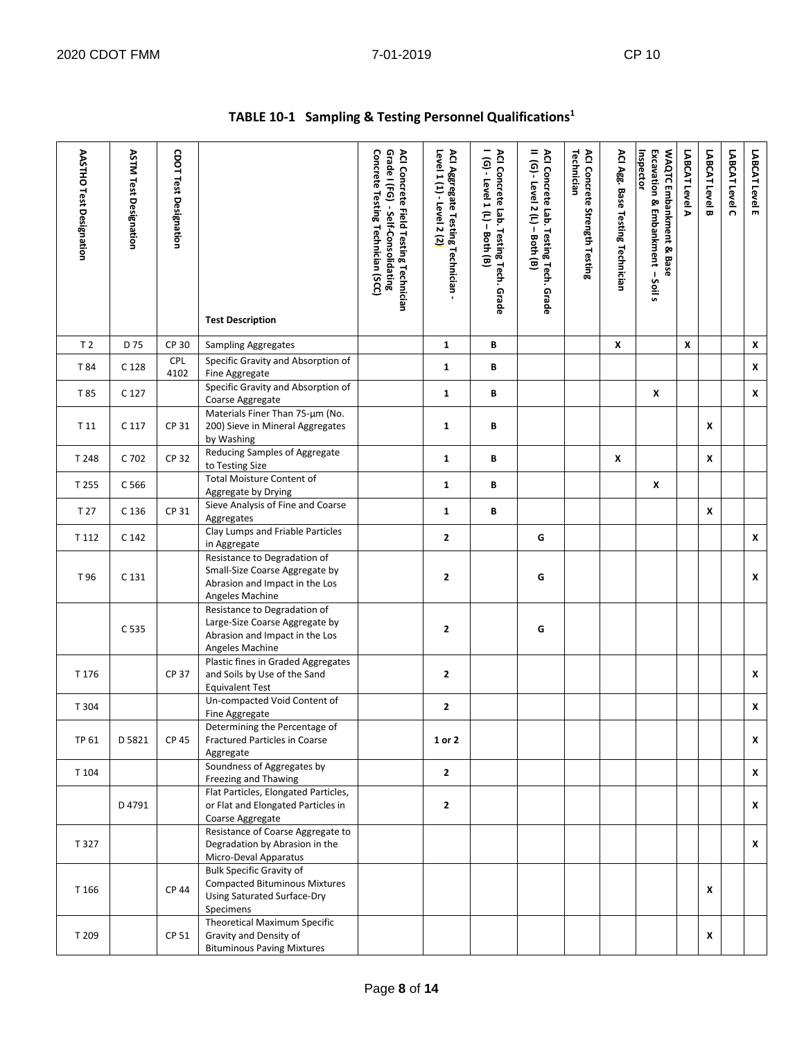**TABLE 10-1 Sampling & Testing Personnel Qualifications[1]**

| AASHTO Test Designation | ASTM Test Designation | CDOT Test Designation | Test Description | ACI Concrete Field Testing Technician Grade I (FG) - Self-Consolidating Concrete Testing Technician (SCC) | ACI Aggregate Testing Technician - Level 1 (1) - Level 2 (2) | ACI Concrete Lab. Testing Tech. Grade I (G) - Level 1 (L) – Both (B) | ACI Concrete Lab. Testing Tech. Grade II (G) - Level 2 (L) – Both (B) | ACI Concrete Strength Testing Technician | ACI Agg. Base Testing Technician | WAQTC Embankment & Base Excavation & Embankment – Soils Inspector | LABCAT Level A | LABCAT Level B | LABCAT Level C | LABCAT Level E |
|---|---|---|---|---|---|---|---|---|---|---|---|---|---|---|
| T 2 | D 75 | CP 30 | Sampling Aggregates | | 1 | B | | | X | | X | | | X |
| T 84 | C 128 | CPL 4102 | Specific Gravity and Absorption of Fine Aggregate | | 1 | B | | | | | | | | X |
| T 85 | C 127 | | Specific Gravity and Absorption of Coarse Aggregate | | 1 | B | | | | X | | | | X |
| T 11 | C 117 | CP 31 | Materials Finer Than 75-µm (No. 200) Sieve in Mineral Aggregates by Washing | | 1 | B | | | | | | X | | |
| T 248 | C 702 | CP 32 | Reducing Samples of Aggregate to Testing Size | | 1 | B | | | X | | | X | | |
| T 255 | C 566 | | Total Moisture Content of Aggregate by Drying | | 1 | B | | | | X | | | | |
| T 27 | C 136 | CP 31 | Sieve Analysis of Fine and Coarse Aggregates | | 1 | B | | | | | | X | | |
| T 112 | C 142 | | Clay Lumps and Friable Particles in Aggregate | | 2 | | G | | | | | | | X |
| T 96 | C 131 | | Resistance to Degradation of Small-Size Coarse Aggregate by Abrasion and Impact in the Los Angeles Machine | | 2 | | G | | | | | | | X |
| | C 535 | | Resistance to Degradation of Large-Size Coarse Aggregate by Abrasion and Impact in the Los Angeles Machine | | 2 | | G | | | | | | | |
| T 176 | | CP 37 | Plastic fines in Graded Aggregates and Soils by Use of the Sand Equivalent Test | | 2 | | | | | | | | | X |
| T 304 | | | Un-compacted Void Content of Fine Aggregate | | 2 | | | | | | | | | X |
| TP 61 | D 5821 | CP 45 | Determining the Percentage of Fractured Particles in Coarse Aggregate | | 1 or 2 | | | | | | | | | X |
| T 104 | | | Soundness of Aggregates by Freezing and Thawing | | 2 | | | | | | | | | X |
| | D 4791 | | Flat Particles, Elongated Particles, or Flat and Elongated Particles in Coarse Aggregate | | 2 | | | | | | | | | X |
| T 327 | | | Resistance of Coarse Aggregate to Degradation by Abrasion in the Micro-Deval Apparatus | | | | | | | | | | | X |
| T 166 | | CP 44 | Bulk Specific Gravity of Compacted Bituminous Mixtures Using Saturated Surface-Dry Specimens | | | | | | | | | X | | |
| T 209 | | CP 51 | Theoretical Maximum Specific Gravity and Density of Bituminous Paving Mixtures | | | | | | | | | X | | |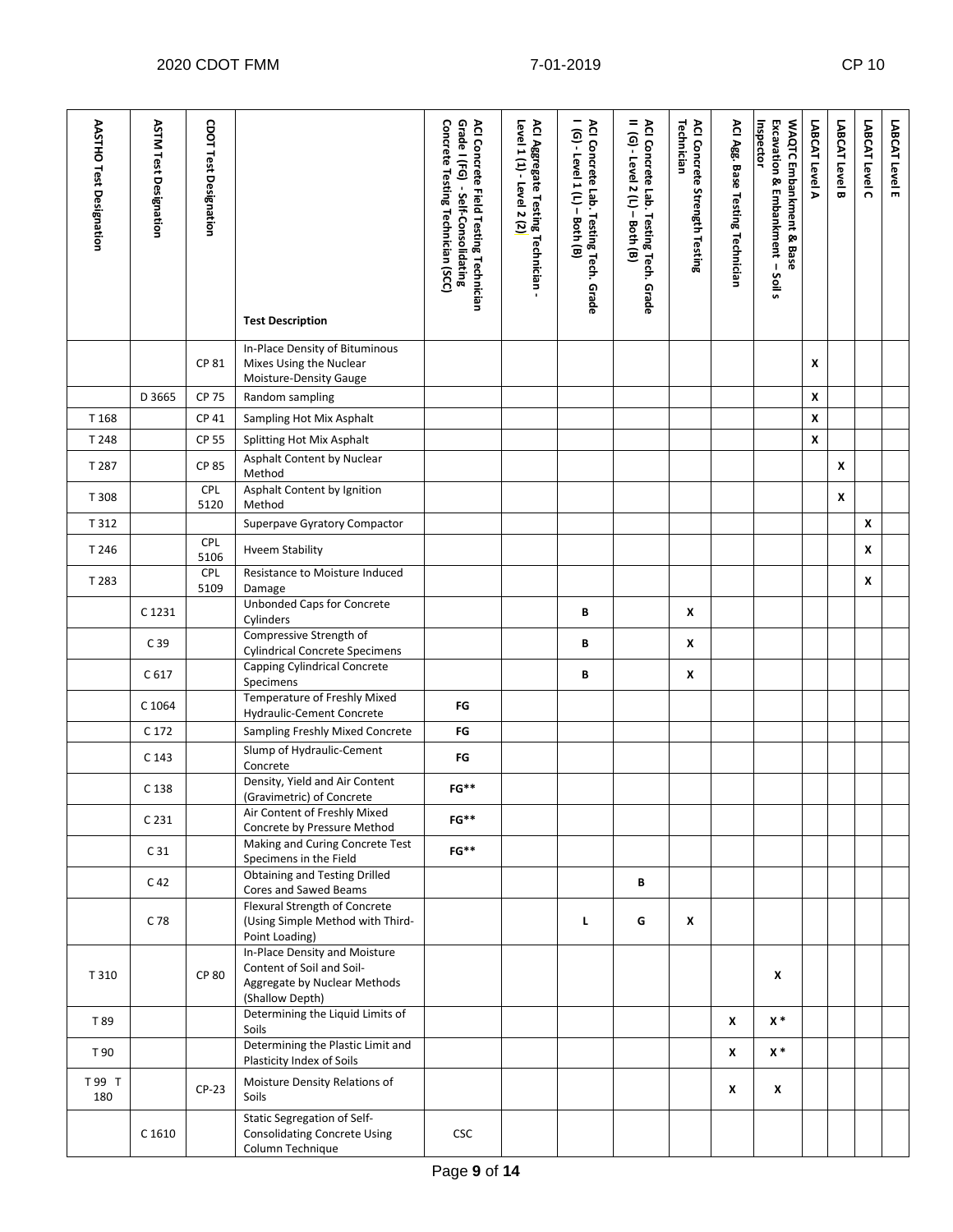| AASTHO Test Designation | ASTM Test Designation | CDOT Test Designation | Test Description | ACI Concrete Field Testing Technician Grade I (FG) - Self-Consolidating Concrete Testing Technician (SCC) | ACI Aggregate Testing Technician - Level 1 (1) - Level 2 (2) | ACI Concrete Lab. Testing Tech. Grade I (G) - Level 1 (L) – Both (B) | ACI Concrete Lab. Testing Tech. Grade II (G) - Level 2 (L) – Both (B) | ACI Concrete Strength Testing Technician | ACI Agg. Base Testing Technician | WAQTC Embankment & Base Excavation & Embankment – Soils Inspector | LABCAT Level A | LABCAT Level B | LABCAT Level C | LABCAT Level E |
|---|---|---|---|---|---|---|---|---|---|---|---|---|---|---|
| | | CP 81 | In-Place Density of Bituminous Mixes Using the Nuclear Moisture-Density Gauge | | | | | | | | X | | | |
| | D 3665 | CP 75 | Random sampling | | | | | | | | X | | | |
| T 168 | | CP 41 | Sampling Hot Mix Asphalt | | | | | | | | X | | | |
| T 248 | | CP 55 | Splitting Hot Mix Asphalt | | | | | | | | X | | | |
| T 287 | | CP 85 | Asphalt Content by Nuclear Method | | | | | | | | | X | | |
| T 308 | | CPL 5120 | Asphalt Content by Ignition Method | | | | | | | | | X | | |
| T 312 | | | Superpave Gyratory Compactor | | | | | | | | | | X | |
| T 246 | | CPL 5106 | Hveem Stability | | | | | | | | | | X | |
| T 283 | | CPL 5109 | Resistance to Moisture Induced Damage | | | | | | | | | | X | |
| | C 1231 | | Unbonded Caps for Concrete Cylinders | | | B | | X | | | | | | |
| | C 39 | | Compressive Strength of Cylindrical Concrete Specimens | | | B | | X | | | | | | |
| | C 617 | | Capping Cylindrical Concrete Specimens | | | B | | X | | | | | | |
| | C 1064 | | Temperature of Freshly Mixed Hydraulic-Cement Concrete | FG | | | | | | | | | | |
| | C 172 | | Sampling Freshly Mixed Concrete | FG | | | | | | | | | | |
| | C 143 | | Slump of Hydraulic-Cement Concrete | FG | | | | | | | | | | |
| | C 138 | | Density, Yield and Air Content (Gravimetric) of Concrete | FG** | | | | | | | | | | |
| | C 231 | | Air Content of Freshly Mixed Concrete by Pressure Method | FG** | | | | | | | | | | |
| | C 31 | | Making and Curing Concrete Test Specimens in the Field | FG** | | | | | | | | | | |
| | C 42 | | Obtaining and Testing Drilled Cores and Sawed Beams | | | | B | | | | | | | |
| | C 78 | | Flexural Strength of Concrete (Using Simple Method with Third-Point Loading) | | | L | G | X | | | | | | |
| T 310 | | CP 80 | In-Place Density and Moisture Content of Soil and Soil-Aggregate by Nuclear Methods (Shallow Depth) | | | | | | | X | | | | |
| T 89 | | | Determining the Liquid Limits of Soils | | | | | | X | X * | | | | |
| T 90 | | | Determining the Plastic Limit and Plasticity Index of Soils | | | | | | X | X * | | | | |
| T 99 T 180 | | CP-23 | Moisture Density Relations of Soils | | | | | | X | X | | | | |
| | C 1610 | | Static Segregation of Self-Consolidating Concrete Using Column Technique | CSC | | | | | | | | | | |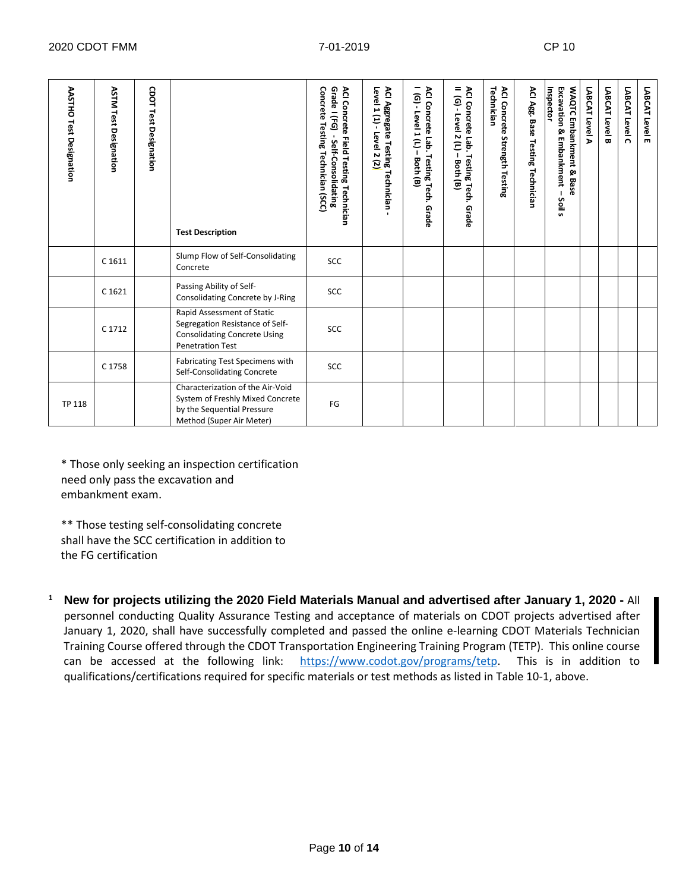| AASHTO Test Designation | ASTM Test Designation | CDOT Test Designation | Test Description | ACI Concrete Field Testing Technician Grade I (FG) - Self-Consolidating Concrete Testing Technician (SCC) | ACI Aggregate Testing Technician - Level 1 (1) - Level 2 (2) | ACI Concrete Lab. Testing Tech. Grade I (G) - Level 1 (L) – Both (B) | ACI Concrete Lab. Testing Tech. Grade II (G) - Level 2 (L) – Both (B) | ACI Concrete Strength Testing Technician | ACI Agg. Base Testing Technician | WAQTC Embankment & Base Excavation & Embankment – Soils Inspector | LABCAT Level A | LABCAT Level B | LABCAT Level C | LABCAT Level E |
|---|---|---|---|---|---|---|---|---|---|---|---|---|---|---|
| | C 1611 | | Slump Flow of Self-Consolidating Concrete | SCC | | | | | | | | | | |
| | C 1621 | | Passing Ability of Self-Consolidating Concrete by J-Ring | SCC | | | | | | | | | | |
| | C 1712 | | Rapid Assessment of Static Segregation Resistance of Self-Consolidating Concrete Using Penetration Test | SCC | | | | | | | | | | |
| | C 1758 | | Fabricating Test Specimens with Self-Consolidating Concrete | SCC | | | | | | | | | | |
| TP 118 | | | Characterization of the Air-Void System of Freshly Mixed Concrete by the Sequential Pressure Method (Super Air Meter) | FG | | | | | | | | | | |

* Those only seeking an inspection certification need only pass the excavation and embankment exam.

** Those testing self-consolidating concrete shall have the SCC certification in addition to the FG certification

[1] **New for projects utilizing the 2020 Field Materials Manual and advertised after January 1, 2020 -** All personnel conducting Quality Assurance Testing and acceptance of materials on CDOT projects advertised after January 1, 2020, shall have successfully completed and passed the online e-learning CDOT Materials Technician Training Course offered through the CDOT Transportation Engineering Training Program (TETP). This online course can be accessed at the following link: https://www.codot.gov/programs/tetp. This is in addition to qualifications/certifications required for specific materials or test methods as listed in Table 10-1, above.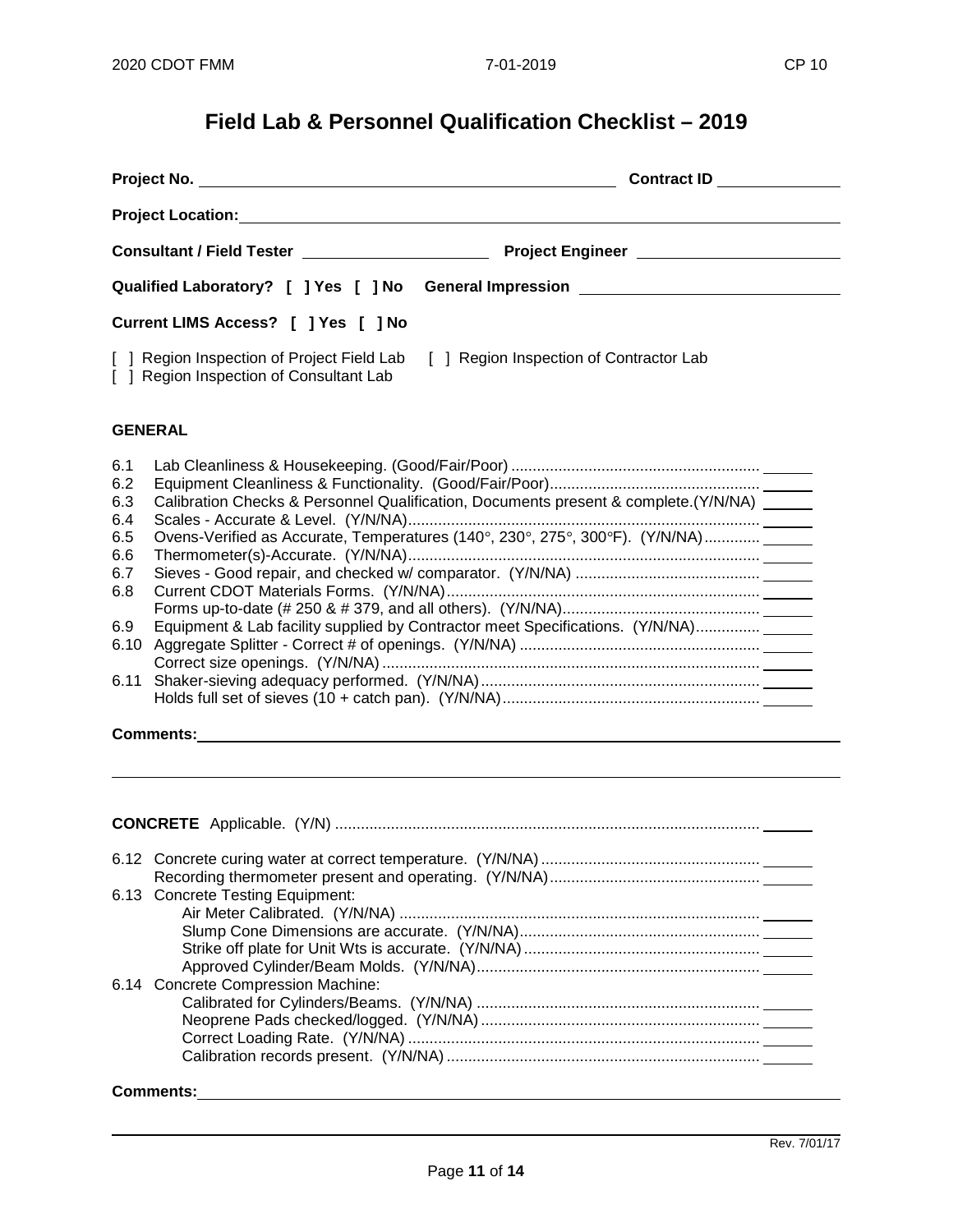# Field Lab & Personnel Qualification Checklist – 2019

**Project No.** ______________________________ **Contract ID** ______________

**Project Location:** ____________________________________________

**Consultant / Field Tester** ____________________ **Project Engineer** ____________________

**Qualified Laboratory? [ ] Yes [ ] No General Impression** ____________________

**Current LIMS Access? [ ] Yes [ ] No**

[ ] Region Inspection of Project Field Lab [ ] Region Inspection of Contractor Lab
[ ] Region Inspection of Consultant Lab

## GENERAL

6.1 Lab Cleanliness & Housekeeping. (Good/Fair/Poor) ........................................ ______
6.2 Equipment Cleanliness & Functionality. (Good/Fair/Poor)................................ ______
6.3 Calibration Checks & Personnel Qualification, Documents present & complete.(Y/N/NA) ______
6.4 Scales - Accurate & Level. (Y/N/NA)................................................................ ______
6.5 Ovens-Verified as Accurate, Temperatures (140°, 230°, 275°, 300°F). (Y/N/NA)............ ______
6.6 Thermometer(s)-Accurate. (Y/N/NA)................................................................ ______
6.7 Sieves - Good repair, and checked w/ comparator. (Y/N/NA) ............................ ______
6.8 Current CDOT Materials Forms. (Y/N/NA)......................................................... ______
Forms up-to-date (# 250 & # 379, and all others). (Y/N/NA)............................... ______
6.9 Equipment & Lab facility supplied by Contractor meet Specifications. (Y/N/NA).............. ______
6.10 Aggregate Splitter - Correct # of openings. (Y/N/NA) ........................................ ______
Correct size openings. (Y/N/NA) ...................................................................... ______
6.11 Shaker-sieving adequacy performed. (Y/N/NA)................................................ ______
Holds full set of sieves (10 + catch pan). (Y/N/NA)........................................... ______

**Comments:** ____________________________________________

____________________________________________

**CONCRETE** Applicable. (Y/N) ................................................................................ ______

6.12 Concrete curing water at correct temperature. (Y/N/NA)...................................... ______
Recording thermometer present and operating. (Y/N/NA)...................................... ______
6.13 Concrete Testing Equipment:
Air Meter Calibrated. (Y/N/NA) .......................................................................... ______
Slump Cone Dimensions are accurate. (Y/N/NA).................................................. ______
Strike off plate for Unit Wts is accurate. (Y/N/NA) .............................................. ______
Approved Cylinder/Beam Molds. (Y/N/NA)............................................................ ______
6.14 Concrete Compression Machine:
Calibrated for Cylinders/Beams. (Y/N/NA) .......................................................... ______
Neoprene Pads checked/logged. (Y/N/NA) .......................................................... ______
Correct Loading Rate. (Y/N/NA) ......................................................................... ______
Calibration records present. (Y/N/NA) ................................................................ ______

**Comments:** ____________________________________________

Rev. 7/01/17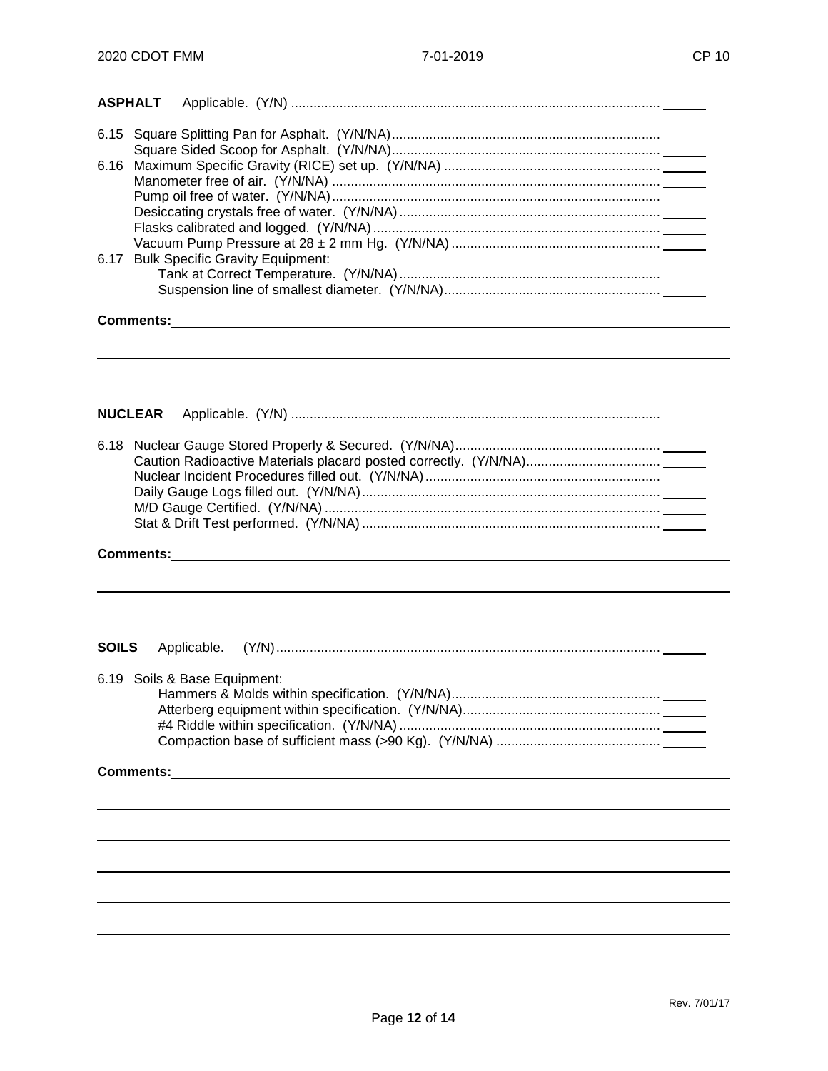**ASPHALT** Applicable. (Y/N) ........................................................................................ ______

6.15 Square Splitting Pan for Asphalt. (Y/N/NA)........................................................................ ______
Square Sided Scoop for Asphalt. (Y/N/NA)........................................................................ ______

6.16 Maximum Specific Gravity (RICE) set up. (Y/N/NA) .......................................................... ______
Manometer free of air. (Y/N/NA) ....................................................................................... ______
Pump oil free of water. (Y/N/NA)........................................................................................ ______
Desiccating crystals free of water. (Y/N/NA) ...................................................................... ______
Flasks calibrated and logged. (Y/N/NA) ............................................................................. ______
Vacuum Pump Pressure at 28 ± 2 mm Hg. (Y/N/NA) ........................................................ ______

6.17 Bulk Specific Gravity Equipment:
Tank at Correct Temperature. (Y/N/NA) ...................................................................... ______
Suspension line of smallest diameter. (Y/N/NA).......................................................... ______

**Comments:** ______________________________________________________________________

______________________________________________________________________________

**NUCLEAR** Applicable. (Y/N) ........................................................................................ ______

6.18 Nuclear Gauge Stored Properly & Secured. (Y/N/NA)....................................................... ______
Caution Radioactive Materials placard posted correctly. (Y/N/NA)................................... ______
Nuclear Incident Procedures filled out. (Y/N/NA) ............................................................... ______
Daily Gauge Logs filled out. (Y/N/NA)................................................................................ ______
M/D Gauge Certified. (Y/N/NA) .......................................................................................... ______
Stat & Drift Test performed. (Y/N/NA) ................................................................................ ______

**Comments:** ______________________________________________________________________

______________________________________________________________________________

**SOILS** Applicable. (Y/N)...................................................................................................... ______

6.19 Soils & Base Equipment:
Hammers & Molds within specification. (Y/N/NA)........................................................ ______
Atterberg equipment within specification. (Y/N/NA)..................................................... ______
#4 Riddle within specification. (Y/N/NA) ...................................................................... ______
Compaction base of sufficient mass (>90 Kg). (Y/N/NA) ............................................ ______

**Comments:** ______________________________________________________________________

______________________________________________________________________________

______________________________________________________________________________

______________________________________________________________________________

______________________________________________________________________________

______________________________________________________________________________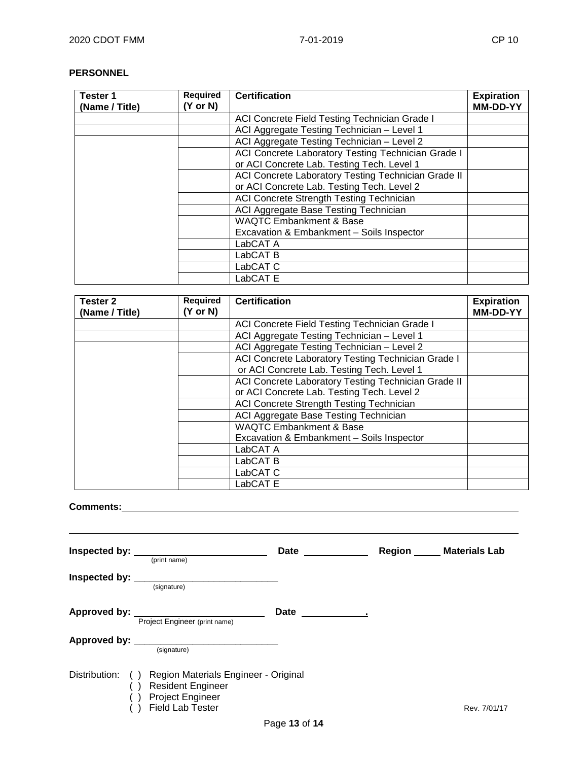**PERSONNEL**

| Tester 1 (Name / Title) | Required (Y or N) | Certification | Expiration MM-DD-YY |
|---|---|---|---|
| | | ACI Concrete Field Testing Technician Grade I | |
| | | ACI Aggregate Testing Technician – Level 1 | |
| | | ACI Aggregate Testing Technician – Level 2 | |
| | | ACI Concrete Laboratory Testing Technician Grade I or ACI Concrete Lab. Testing Tech. Level 1 | |
| | | ACI Concrete Laboratory Testing Technician Grade II or ACI Concrete Lab. Testing Tech. Level 2 | |
| | | ACI Concrete Strength Testing Technician | |
| | | ACI Aggregate Base Testing Technician | |
| | | WAQTC Embankment & Base Excavation & Embankment – Soils Inspector | |
| | | LabCAT A | |
| | | LabCAT B | |
| | | LabCAT C | |
| | | LabCAT E | |

| Tester 2 (Name / Title) | Required (Y or N) | Certification | Expiration MM-DD-YY |
|---|---|---|---|
| | | ACI Concrete Field Testing Technician Grade I | |
| | | ACI Aggregate Testing Technician – Level 1 | |
| | | ACI Aggregate Testing Technician – Level 2 | |
| | | ACI Concrete Laboratory Testing Technician Grade I or ACI Concrete Lab. Testing Tech. Level 1 | |
| | | ACI Concrete Laboratory Testing Technician Grade II or ACI Concrete Lab. Testing Tech. Level 2 | |
| | | ACI Concrete Strength Testing Technician | |
| | | ACI Aggregate Base Testing Technician | |
| | | WAQTC Embankment & Base Excavation & Embankment – Soils Inspector | |
| | | LabCAT A | |
| | | LabCAT B | |
| | | LabCAT C | |
| | | LabCAT E | |

**Comments:** ______________________________________________________________

______________________________________________________________

**Inspected by:** ________________________ **Date** ____________ **Region** _____ **Materials Lab**
(print name)

**Inspected by:** ____________________________
(signature)

**Approved by:** ________________________ **Date** ____________.
Project Engineer (print name)

**Approved by:** ____________________________
(signature)

Distribution: ( ) Region Materials Engineer - Original
( ) Resident Engineer
( ) Project Engineer
( ) Field Lab Tester

Rev. 7/01/17